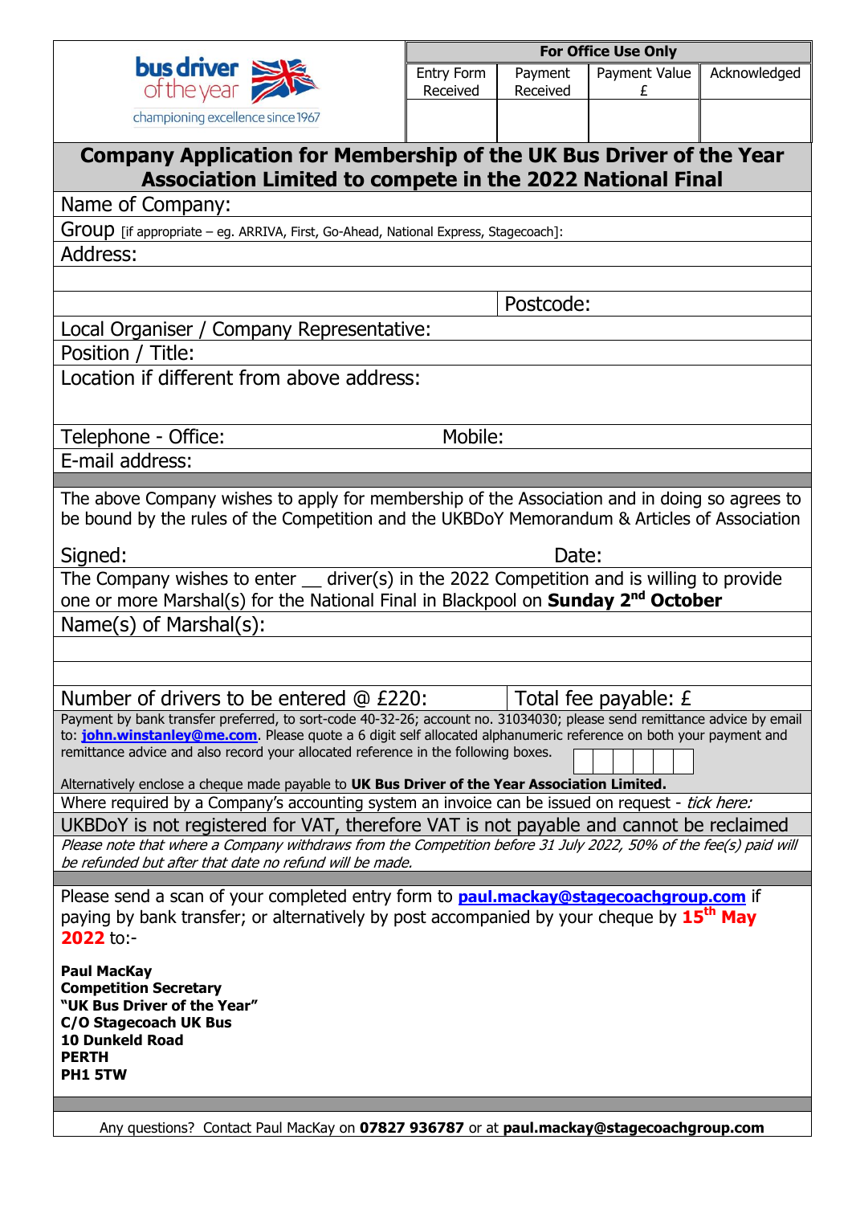bus driver of the year

championing excellence since 1967

| For Office Use Only | | | |
|---|---|---|---|
| Entry Form Received | Payment Received | Payment Value £ | Acknowledged |
| | | | |

## Company Application for Membership of the UK Bus Driver of the Year Association Limited to compete in the 2022 National Final

Name of Company:

Group [if appropriate – eg. ARRIVA, First, Go-Ahead, National Express, Stagecoach]:

Address:

Postcode:

Local Organiser / Company Representative:

Position / Title:

Location if different from above address:

Telephone - Office: Mobile:

E-mail address:

The above Company wishes to apply for membership of the Association and in doing so agrees to be bound by the rules of the Competition and the UKBDoY Memorandum & Articles of Association

Signed: Date:

The Company wishes to enter __ driver(s) in the 2022 Competition and is willing to provide one or more Marshal(s) for the National Final in Blackpool on **Sunday 2nd October**

Name(s) of Marshal(s):

Number of drivers to be entered @ £220: Total fee payable: £

Payment by bank transfer preferred, to sort-code 40-32-26; account no. 31034030; please send remittance advice by email to: **john.winstanley@me.com**. Please quote a 6 digit self allocated alphanumeric reference on both your payment and remittance advice and also record your allocated reference in the following boxes.

| | | | | | |
|---|---|---|---|---|---|

Alternatively enclose a cheque made payable to **UK Bus Driver of the Year Association Limited.**

Where required by a Company's accounting system an invoice can be issued on request - *tick here:*

UKBDoY is not registered for VAT, therefore VAT is not payable and cannot be reclaimed

*Please note that where a Company withdraws from the Competition before 31 July 2022, 50% of the fee(s) paid will be refunded but after that date no refund will be made.*

Please send a scan of your completed entry form to **paul.mackay@stagecoachgroup.com** if paying by bank transfer; or alternatively by post accompanied by your cheque by **15th May 2022** to:-

**Paul MacKay**
**Competition Secretary**
**"UK Bus Driver of the Year"**
**C/O Stagecoach UK Bus**
**10 Dunkeld Road**
**PERTH**
**PH1 5TW**

Any questions? Contact Paul MacKay on **07827 936787** or at **paul.mackay@stagecoachgroup.com**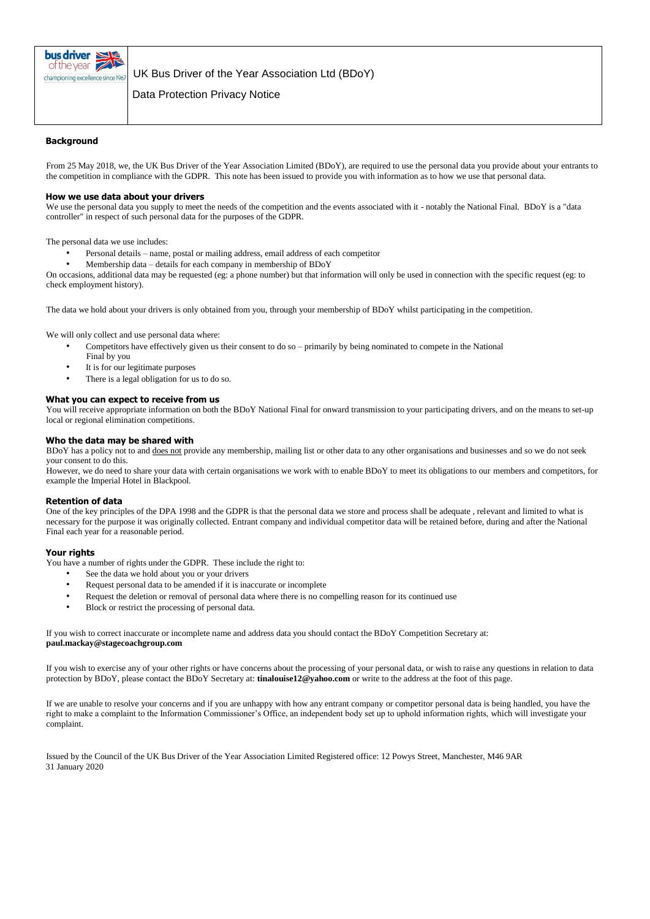UK Bus Driver of the Year Association Ltd (BDoY)

Data Protection Privacy Notice

## Background

From 25 May 2018, we, the UK Bus Driver of the Year Association Limited (BDoY), are required to use the personal data you provide about your entrants to the competition in compliance with the GDPR. This note has been issued to provide you with information as to how we use that personal data.

### How we use data about your drivers

We use the personal data you supply to meet the needs of the competition and the events associated with it - notably the National Final. BDoY is a "data controller" in respect of such personal data for the purposes of the GDPR.

The personal data we use includes:

- Personal details – name, postal or mailing address, email address of each competitor
- Membership data – details for each company in membership of BDoY

On occasions, additional data may be requested (eg: a phone number) but that information will only be used in connection with the specific request (eg: to check employment history).

The data we hold about your drivers is only obtained from you, through your membership of BDoY whilst participating in the competition.

We will only collect and use personal data where:

- Competitors have effectively given us their consent to do so – primarily by being nominated to compete in the National Final by you
- It is for our legitimate purposes
- There is a legal obligation for us to do so.

### What you can expect to receive from us

You will receive appropriate information on both the BDoY National Final for onward transmission to your participating drivers, and on the means to set-up local or regional elimination competitions.

### Who the data may be shared with

BDoY has a policy not to and does not provide any membership, mailing list or other data to any other organisations and businesses and so we do not seek your consent to do this.

However, we do need to share your data with certain organisations we work with to enable BDoY to meet its obligations to our members and competitors, for example the Imperial Hotel in Blackpool.

### Retention of data

One of the key principles of the DPA 1998 and the GDPR is that the personal data we store and process shall be adequate , relevant and limited to what is necessary for the purpose it was originally collected. Entrant company and individual competitor data will be retained before, during and after the National Final each year for a reasonable period.

### Your rights

You have a number of rights under the GDPR. These include the right to:

- See the data we hold about you or your drivers
- Request personal data to be amended if it is inaccurate or incomplete
- Request the deletion or removal of personal data where there is no compelling reason for its continued use
- Block or restrict the processing of personal data.

If you wish to correct inaccurate or incomplete name and address data you should contact the BDoY Competition Secretary at: **paul.mackay@stagecoachgroup.com**

If you wish to exercise any of your other rights or have concerns about the processing of your personal data, or wish to raise any questions in relation to data protection by BDoY, please contact the BDoY Secretary at: **tinalouise12@yahoo.com** or write to the address at the foot of this page.

If we are unable to resolve your concerns and if you are unhappy with how any entrant company or competitor personal data is being handled, you have the right to make a complaint to the Information Commissioner's Office, an independent body set up to uphold information rights, which will investigate your complaint.

Issued by the Council of the UK Bus Driver of the Year Association Limited Registered office: 12 Powys Street, Manchester, M46 9AR
31 January 2020